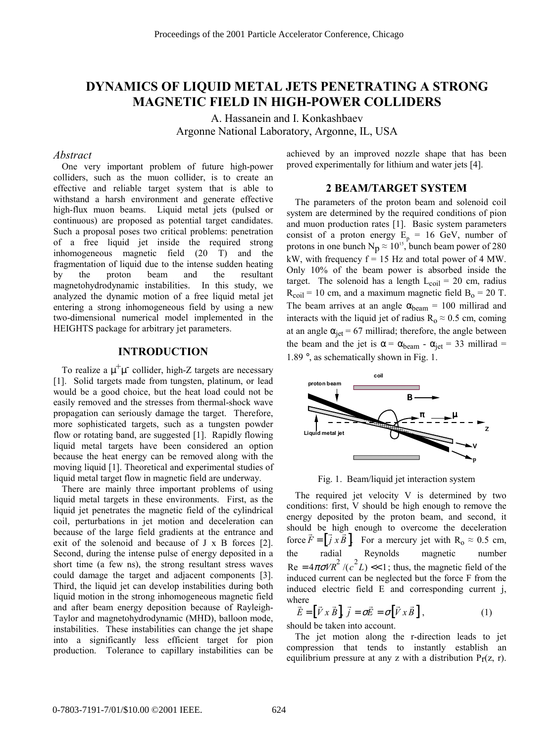# DYNAMICS OF LIQUID METAL JETS PENETRATING A STRONG MAGNETIC FIELD IN HIGH-POWER COLLIDERS

A. Hassanein and I. Konkashbaev
Argonne National Laboratory, Argonne, IL, USA

## *Abstract*

One very important problem of future high-power colliders, such as the muon collider, is to create an effective and reliable target system that is able to withstand a harsh environment and generate effective high-flux muon beams. Liquid metal jets (pulsed or continuous) are proposed as potential target candidates. Such a proposal poses two critical problems: penetration of a free liquid jet inside the required strong inhomogeneous magnetic field (20 T) and the fragmentation of liquid due to the intense sudden heating by the proton beam and the resultant magnetohydrodynamic instabilities. In this study, we analyzed the dynamic motion of a free liquid metal jet entering a strong inhomogeneous field by using a new two-dimensional numerical model implemented in the HEIGHTS package for arbitrary jet parameters.

## INTRODUCTION

To realize a $\mu^+\mu^-$ collider, high-Z targets are necessary [1]. Solid targets made from tungsten, platinum, or lead would be a good choice, but the heat load could not be easily removed and the stresses from thermal-shock wave propagation can seriously damage the target. Therefore, more sophisticated targets, such as a tungsten powder flow or rotating band, are suggested [1]. Rapidly flowing liquid metal targets have been considered an option because the heat energy can be removed along with the moving liquid [1]. Theoretical and experimental studies of liquid metal target flow in magnetic field are underway.

There are mainly three important problems of using liquid metal targets in these environments. First, as the liquid jet penetrates the magnetic field of the cylindrical coil, perturbations in jet motion and deceleration can because of the large field gradients at the entrance and exit of the solenoid and because of J x B forces [2]. Second, during the intense pulse of energy deposited in a short time (a few ns), the strong resultant stress waves could damage the target and adjacent components [3]. Third, the liquid jet can develop instabilities during both liquid motion in the strong inhomogeneous magnetic field and after beam energy deposition because of Rayleigh-Taylor and magnetohydrodynamic (MHD), balloon mode, instabilities. These instabilities can change the jet shape into a significantly less efficient target for pion production. Tolerance to capillary instabilities can be achieved by an improved nozzle shape that has been proved experimentally for lithium and water jets [4].

## 2 BEAM/TARGET SYSTEM

The parameters of the proton beam and solenoid coil system are determined by the required conditions of pion and muon production rates [1]. Basic system parameters consist of a proton energy $E_p$ = 16 GeV, number of protons in one bunch $N_p \approx 10^{15}$, bunch beam power of 280 kW, with frequency f = 15 Hz and total power of 4 MW. Only 10% of the beam power is absorbed inside the target. The solenoid has a length $L_{coil}$ = 20 cm, radius $R_{coil}$ = 10 cm, and a maximum magnetic field $B_o$ = 20 T. The beam arrives at an angle $\alpha_{beam}$ = 100 millirad and interacts with the liquid jet of radius $R_o \approx 0.5$ cm, coming at an angle $\alpha_{jet}$ = 67 millirad; therefore, the angle between the beam and the jet is $\alpha = \alpha_{beam} - \alpha_{jet}$ = 33 millirad = 1.89 °, as schematically shown in Fig. 1.

Fig. 1. Beam/liquid jet interaction system

The required jet velocity V is determined by two conditions: first, V should be high enough to remove the energy deposited by the proton beam, and second, it should be high enough to overcome the deceleration force $\vec{F} = \left[\vec{j} \times \vec{B}\right]$. For a mercury jet with $R_o \approx 0.5$ cm, the radial Reynolds magnetic number $\mathrm{Re} = 4\pi\sigma V R^2/(c^2 L) \ll 1$; thus, the magnetic field of the induced current can be neglected but the force F from the induced electric field E and corresponding current j, where

$$\vec{E} = \left[\vec{V} \times \vec{B}\right],\ \vec{j} = \sigma\vec{E} = \sigma\left[\vec{V} \times \vec{B}\right], \quad (1)$$

should be taken into account.

The jet motion along the r-direction leads to jet compression that tends to instantly establish an equilibrium pressure at any z with a distribution $P_r(z, r)$.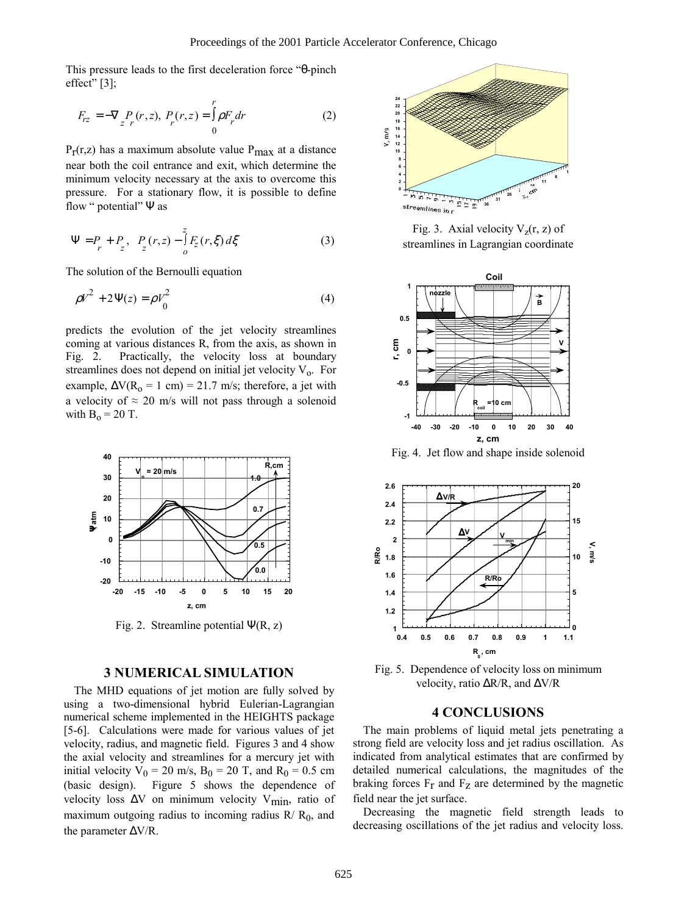This pressure leads to the first deceleration force "θ-pinch effect" [3];

$$F_{rz} = -\nabla_z P_r(r,z),\ P_r(r,z) = \int_0^r \rho F_r dr \quad (2)$$

$P_r(r,z)$ has a maximum absolute value $P_{max}$ at a distance near both the coil entrance and exit, which determine the minimum velocity necessary at the axis to overcome this pressure. For a stationary flow, it is possible to define flow " potential" Ψ as

$$\Psi = P_r + P_z,\ \ P_z(r,z) - \int_o^z F_z(r,\xi)\, d\xi \quad (3)$$

The solution of the Bernoulli equation

$$\rho V^2 + 2\Psi(z) = \rho V_0^2 \quad (4)$$

predicts the evolution of the jet velocity streamlines coming at various distances R, from the axis, as shown in Fig. 2. Practically, the velocity loss at boundary streamlines does not depend on initial jet velocity $V_o$. For example, $\Delta V(R_o = 1\text{ cm}) = 21.7$ m/s; therefore, a jet with a velocity of ≈ 20 m/s will not pass through a solenoid with $B_o = 20$ T.

Fig. 2. Streamline potential Ψ(R, z)

## 3 NUMERICAL SIMULATION

The MHD equations of jet motion are fully solved by using a two-dimensional hybrid Eulerian-Lagrangian numerical scheme implemented in the HEIGHTS package [5-6]. Calculations were made for various values of jet velocity, radius, and magnetic field. Figures 3 and 4 show the axial velocity and streamlines for a mercury jet with initial velocity $V_0 = 20$ m/s, $B_0 = 20$ T, and $R_0 = 0.5$ cm (basic design). Figure 5 shows the dependence of velocity loss ΔV on minimum velocity $V_{min}$, ratio of maximum outgoing radius to incoming radius $R/R_0$, and the parameter ΔV/R.

Fig. 3. Axial velocity $V_z(r, z)$ of streamlines in Lagrangian coordinate

Fig. 4. Jet flow and shape inside solenoid

Fig. 5. Dependence of velocity loss on minimum velocity, ratio ΔR/R, and ΔV/R

## 4 CONCLUSIONS

The main problems of liquid metal jets penetrating a strong field are velocity loss and jet radius oscillation. As indicated from analytical estimates that are confirmed by detailed numerical calculations, the magnitudes of the braking forces $F_r$ and $F_z$ are determined by the magnetic field near the jet surface.

Decreasing the magnetic field strength leads to decreasing oscillations of the jet radius and velocity loss.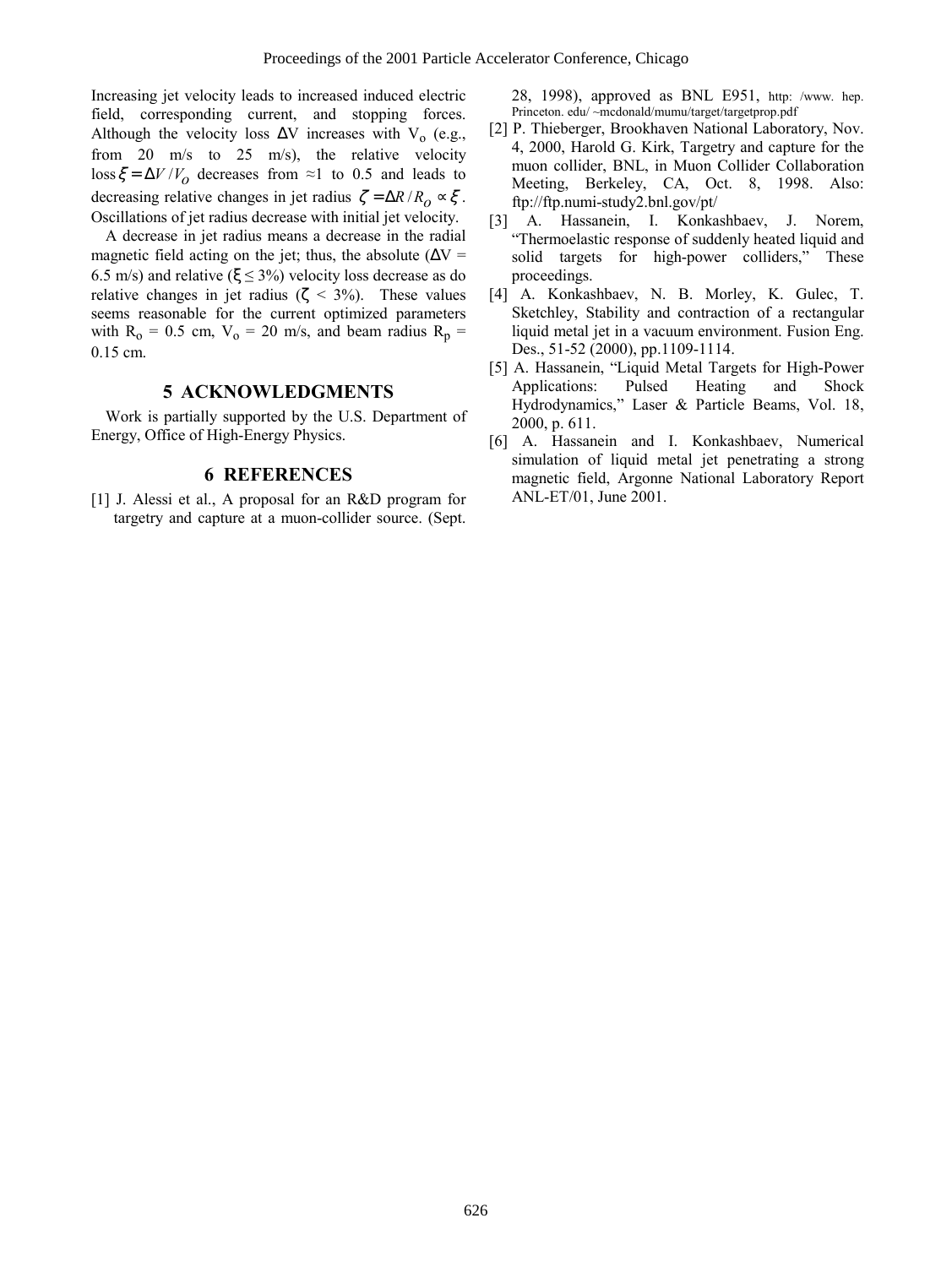Increasing jet velocity leads to increased induced electric field, corresponding current, and stopping forces. Although the velocity loss $\Delta V$ increases with $V_o$ (e.g., from 20 m/s to 25 m/s), the relative velocity loss $\xi = \Delta V / V_O$ decreases from ≈1 to 0.5 and leads to decreasing relative changes in jet radius $\zeta = \Delta R / R_O \propto \xi$. Oscillations of jet radius decrease with initial jet velocity.

A decrease in jet radius means a decrease in the radial magnetic field acting on the jet; thus, the absolute ($\Delta V$ = 6.5 m/s) and relative ($\xi \leq 3\%$) velocity loss decrease as do relative changes in jet radius ($\zeta < 3\%$). These values seems reasonable for the current optimized parameters with $R_o$ = 0.5 cm, $V_o$ = 20 m/s, and beam radius $R_p$ = 0.15 cm.

## 5 ACKNOWLEDGMENTS

Work is partially supported by the U.S. Department of Energy, Office of High-Energy Physics.

## 6 REFERENCES

[1] J. Alessi et al., A proposal for an R&D program for targetry and capture at a muon-collider source. (Sept. 28, 1998), approved as BNL E951, http: /www. hep. Princeton. edu/ ~mcdonald/mumu/target/targetprop.pdf

[2] P. Thieberger, Brookhaven National Laboratory, Nov. 4, 2000, Harold G. Kirk, Targetry and capture for the muon collider, BNL, in Muon Collider Collaboration Meeting, Berkeley, CA, Oct. 8, 1998. Also: ftp://ftp.numi-study2.bnl.gov/pt/

[3] A. Hassanein, I. Konkashbaev, J. Norem, "Thermoelastic response of suddenly heated liquid and solid targets for high-power colliders," These proceedings.

[4] A. Konkashbaev, N. B. Morley, K. Gulec, T. Sketchley, Stability and contraction of a rectangular liquid metal jet in a vacuum environment. Fusion Eng. Des., 51-52 (2000), pp.1109-1114.

[5] A. Hassanein, "Liquid Metal Targets for High-Power Applications: Pulsed Heating and Shock Hydrodynamics," Laser & Particle Beams, Vol. 18, 2000, p. 611.

[6] A. Hassanein and I. Konkashbaev, Numerical simulation of liquid metal jet penetrating a strong magnetic field, Argonne National Laboratory Report ANL-ET/01, June 2001.